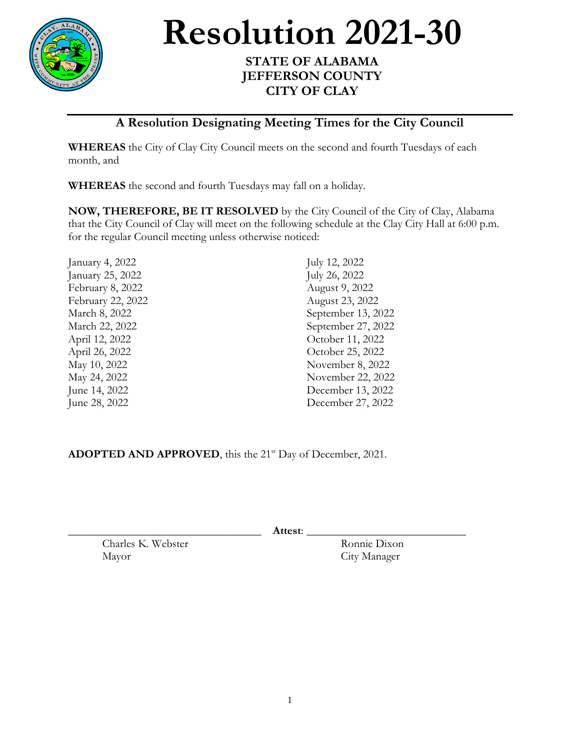# Resolution 2021-30

**STATE OF ALABAMA**
**JEFFERSON COUNTY**
**CITY OF CLAY**

## A Resolution Designating Meeting Times for the City Council

**WHEREAS** the City of Clay City Council meets on the second and fourth Tuesdays of each month, and

**WHEREAS** the second and fourth Tuesdays may fall on a holiday.

**NOW, THEREFORE, BE IT RESOLVED** by the City Council of the City of Clay, Alabama that the City Council of Clay will meet on the following schedule at the Clay City Hall at 6:00 p.m. for the regular Council meeting unless otherwise noticed:

January 4, 2022
January 25, 2022
February 8, 2022
February 22, 2022
March 8, 2022
March 22, 2022
April 12, 2022
April 26, 2022
May 10, 2022
May 24, 2022
June 14, 2022
June 28, 2022
July 12, 2022
July 26, 2022
August 9, 2022
August 23, 2022
September 13, 2022
September 27, 2022
October 11, 2022
October 25, 2022
November 8, 2022
November 22, 2022
December 13, 2022
December 27, 2022

**ADOPTED AND APPROVED**, this the 21st Day of December, 2021.

\_\_\_\_\_\_\_\_\_\_\_\_\_\_\_\_\_\_\_\_\_\_\_\_\_\_\_\_\_\_\_\_\_\_
Charles K. Webster
Mayor

**Attest**: \_\_\_\_\_\_\_\_\_\_\_\_\_\_\_\_\_\_\_\_\_\_\_\_\_\_\_\_\_\_
Ronnie Dixon
City Manager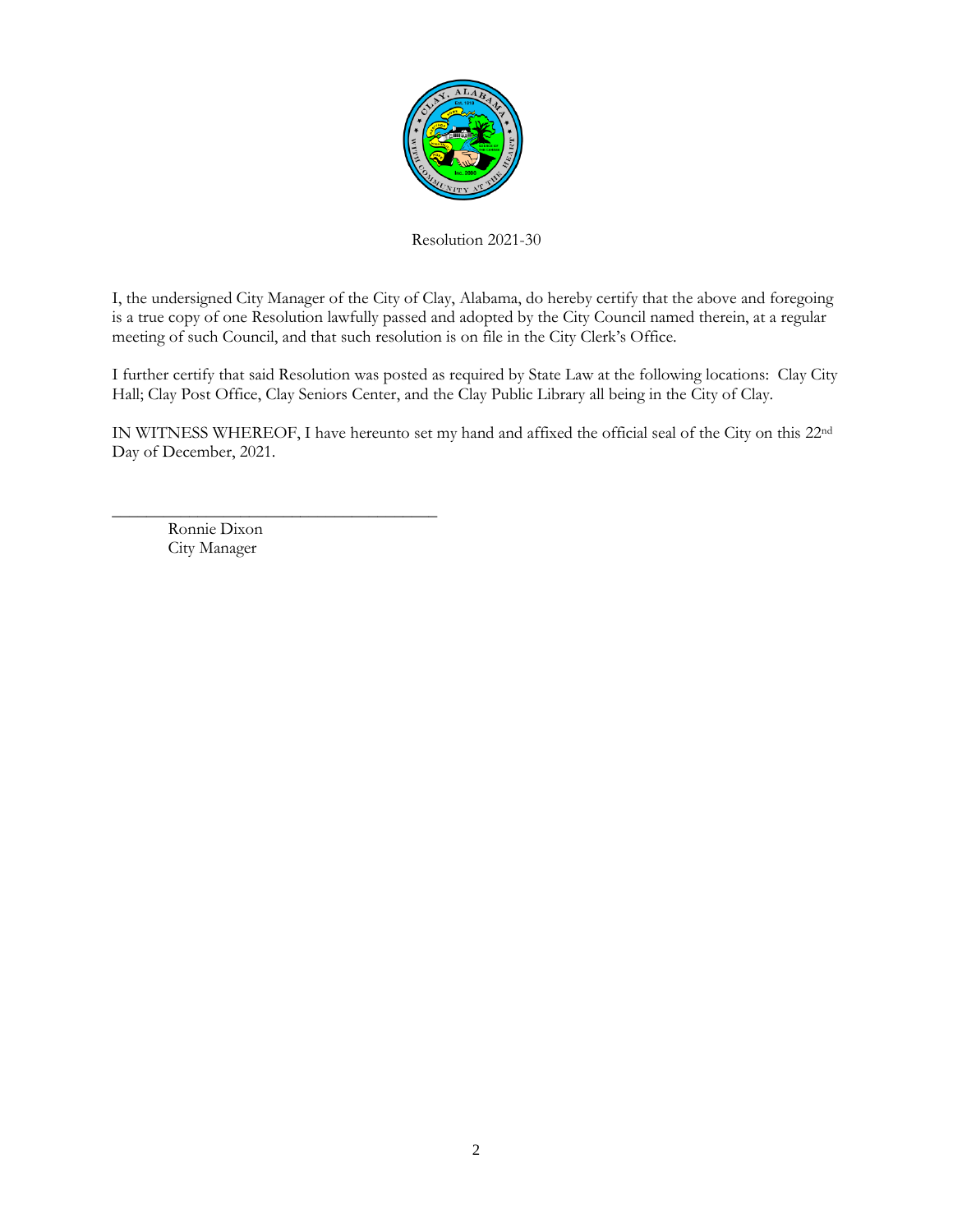Resolution 2021-30

I, the undersigned City Manager of the City of Clay, Alabama, do hereby certify that the above and foregoing is a true copy of one Resolution lawfully passed and adopted by the City Council named therein, at a regular meeting of such Council, and that such resolution is on file in the City Clerk's Office.

I further certify that said Resolution was posted as required by State Law at the following locations: Clay City Hall; Clay Post Office, Clay Seniors Center, and the Clay Public Library all being in the City of Clay.

IN WITNESS WHEREOF, I have hereunto set my hand and affixed the official seal of the City on this 22nd Day of December, 2021.

\_\_\_\_\_\_\_\_\_\_\_\_\_\_\_\_\_\_\_\_\_\_\_\_\_\_\_\_\_\_\_\_\_\_\_\_\_\_\_\_

Ronnie Dixon
City Manager